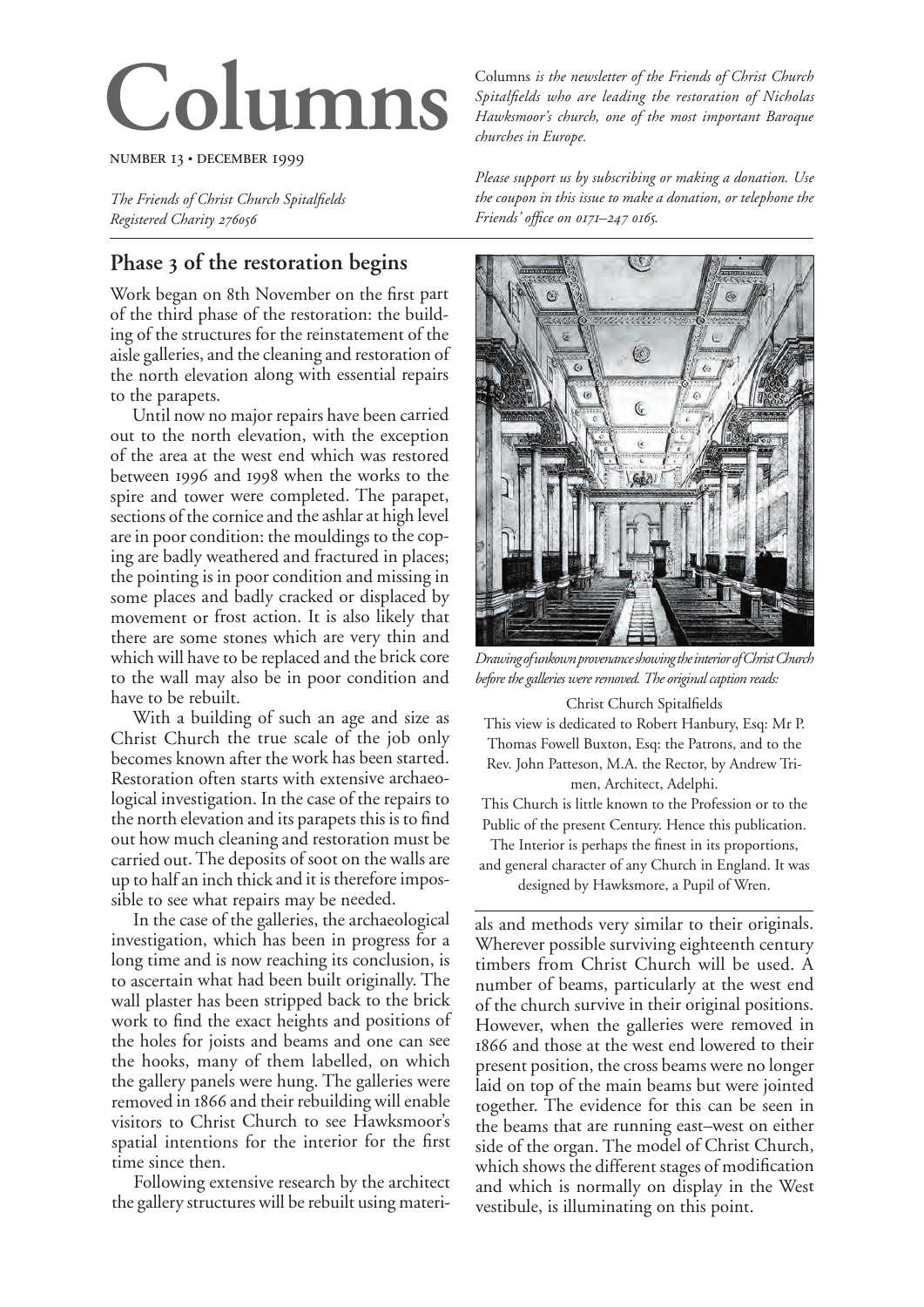# Columns

NUMBER 13 • DECEMBER 1999

*The Friends of Christ Church Spitalfields*
*Registered Charity 276056*

Columns *is the newsletter of the Friends of Christ Church Spitalfields who are leading the restoration of Nicholas Hawksmoor's church, one of the most important Baroque churches in Europe.*

*Please support us by subscribing or making a donation. Use the coupon in this issue to make a donation, or telephone the Friends' office on 0171–247 0165.*

## Phase 3 of the restoration begins

Work began on 8th November on the first part of the third phase of the restoration: the building of the structures for the reinstatement of the aisle galleries, and the cleaning and restoration of the north elevation along with essential repairs to the parapets.

Until now no major repairs have been carried out to the north elevation, with the exception of the area at the west end which was restored between 1996 and 1998 when the works to the spire and tower were completed. The parapet, sections of the cornice and the ashlar at high level are in poor condition: the mouldings to the coping are badly weathered and fractured in places; the pointing is in poor condition and missing in some places and badly cracked or displaced by movement or frost action. It is also likely that there are some stones which are very thin and which will have to be replaced and the brick core to the wall may also be in poor condition and have to be rebuilt.

With a building of such an age and size as Christ Church the true scale of the job only becomes known after the work has been started. Restoration often starts with extensive archaeological investigation. In the case of the repairs to the north elevation and its parapets this is to find out how much cleaning and restoration must be carried out. The deposits of soot on the walls are up to half an inch thick and it is therefore impossible to see what repairs may be needed.

In the case of the galleries, the archaeological investigation, which has been in progress for a long time and is now reaching its conclusion, is to ascertain what had been built originally. The wall plaster has been stripped back to the brick work to find the exact heights and positions of the holes for joists and beams and one can see the hooks, many of them labelled, on which the gallery panels were hung. The galleries were removed in 1866 and their rebuilding will enable visitors to Christ Church to see Hawksmoor's spatial intentions for the interior for the first time since then.

Following extensive research by the architect the gallery structures will be rebuilt using materials and methods very similar to their originals. Wherever possible surviving eighteenth century timbers from Christ Church will be used. A number of beams, particularly at the west end of the church survive in their original positions. However, when the galleries were removed in 1866 and those at the west end lowered to their present position, the cross beams were no longer laid on top of the main beams but were jointed together. The evidence for this can be seen in the beams that are running east–west on either side of the organ. The model of Christ Church, which shows the different stages of modification and which is normally on display in the West vestibule, is illuminating on this point.

*Drawing of unkown provenance showing the interior of Christ Church before the galleries were removed. The original caption reads:*

Christ Church Spitalfields
This view is dedicated to Robert Hanbury, Esq: Mr P. Thomas Fowell Buxton, Esq: the Patrons, and to the Rev. John Patteson, M.A. the Rector, by Andrew Trimen, Architect, Adelphi.
This Church is little known to the Profession or to the Public of the present Century. Hence this publication. The Interior is perhaps the finest in its proportions, and general character of any Church in England. It was designed by Hawksmore, a Pupil of Wren.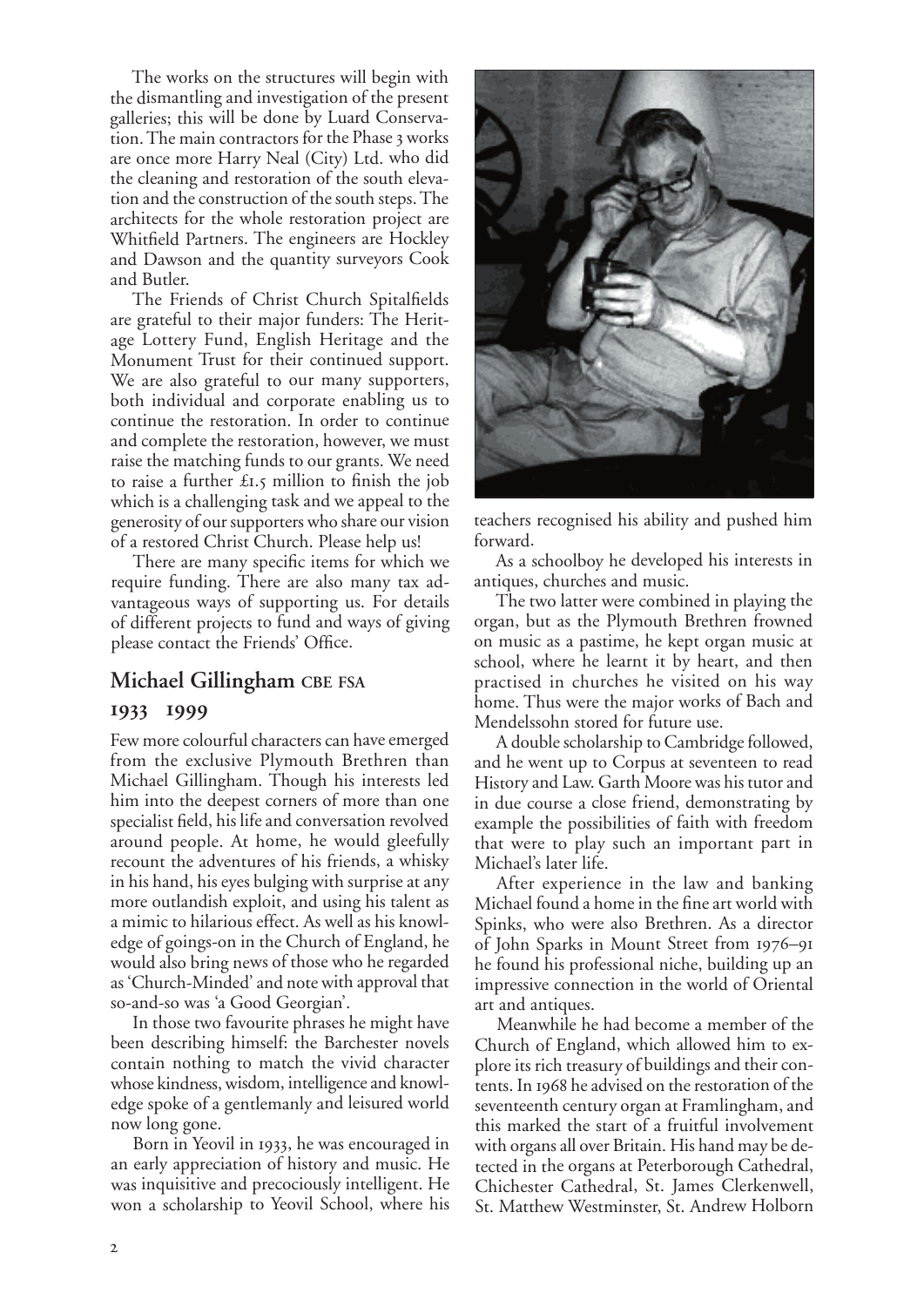The works on the structures will begin with the dismantling and investigation of the present galleries; this will be done by Luard Conservation. The main contractors for the Phase 3 works are once more Harry Neal (City) Ltd. who did the cleaning and restoration of the south elevation and the construction of the south steps. The architects for the whole restoration project are Whitfield Partners. The engineers are Hockley and Dawson and the quantity surveyors Cook and Butler.

The Friends of Christ Church Spitalfields are grateful to their major funders: The Heritage Lottery Fund, English Heritage and the Monument Trust for their continued support. We are also grateful to our many supporters, both individual and corporate enabling us to continue the restoration. In order to continue and complete the restoration, however, we must raise the matching funds to our grants. We need to raise a further £1.5 million to finish the job which is a challenging task and we appeal to the generosity of our supporters who share our vision of a restored Christ Church. Please help us!

There are many specific items for which we require funding. There are also many tax advantageous ways of supporting us. For details of different projects to fund and ways of giving please contact the Friends' Office.

## Michael Gillingham CBE FSA

## 1933 1999

Few more colourful characters can have emerged from the exclusive Plymouth Brethren than Michael Gillingham. Though his interests led him into the deepest corners of more than one specialist field, his life and conversation revolved around people. At home, he would gleefully recount the adventures of his friends, a whisky in his hand, his eyes bulging with surprise at any more outlandish exploit, and using his talent as a mimic to hilarious effect. As well as his knowledge of goings-on in the Church of England, he would also bring news of those who he regarded as 'Church-Minded' and note with approval that so-and-so was 'a Good Georgian'.

In those two favourite phrases he might have been describing himself: the Barchester novels contain nothing to match the vivid character whose kindness, wisdom, intelligence and knowledge spoke of a gentlemanly and leisured world now long gone.

Born in Yeovil in 1933, he was encouraged in an early appreciation of history and music. He was inquisitive and precociously intelligent. He won a scholarship to Yeovil School, where his teachers recognised his ability and pushed him forward.

As a schoolboy he developed his interests in antiques, churches and music.

The two latter were combined in playing the organ, but as the Plymouth Brethren frowned on music as a pastime, he kept organ music at school, where he learnt it by heart, and then practised in churches he visited on his way home. Thus were the major works of Bach and Mendelssohn stored for future use.

A double scholarship to Cambridge followed, and he went up to Corpus at seventeen to read History and Law. Garth Moore was his tutor and in due course a close friend, demonstrating by example the possibilities of faith with freedom that were to play such an important part in Michael's later life.

After experience in the law and banking Michael found a home in the fine art world with Spinks, who were also Brethren. As a director of John Sparks in Mount Street from 1976–91 he found his professional niche, building up an impressive connection in the world of Oriental art and antiques.

Meanwhile he had become a member of the Church of England, which allowed him to explore its rich treasury of buildings and their contents. In 1968 he advised on the restoration of the seventeenth century organ at Framlingham, and this marked the start of a fruitful involvement with organs all over Britain. His hand may be detected in the organs at Peterborough Cathedral, Chichester Cathedral, St. James Clerkenwell, St. Matthew Westminster, St. Andrew Holborn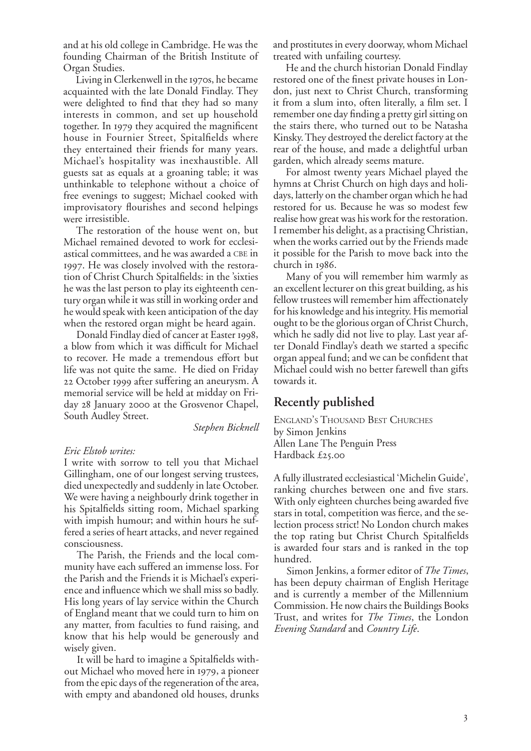and at his old college in Cambridge. He was the founding Chairman of the British Institute of Organ Studies.

Living in Clerkenwell in the 1970s, he became acquainted with the late Donald Findlay. They were delighted to find that they had so many interests in common, and set up household together. In 1979 they acquired the magnificent house in Fournier Street, Spitalfields where they entertained their friends for many years. Michael's hospitality was inexhaustible. All guests sat as equals at a groaning table; it was unthinkable to telephone without a choice of free evenings to suggest; Michael cooked with improvisatory flourishes and second helpings were irresistible.

The restoration of the house went on, but Michael remained devoted to work for ecclesiastical committees, and he was awarded a CBE in 1997. He was closely involved with the restoration of Christ Church Spitalfields: in the 'sixties he was the last person to play its eighteenth century organ while it was still in working order and he would speak with keen anticipation of the day when the restored organ might be heard again.

Donald Findlay died of cancer at Easter 1998, a blow from which it was difficult for Michael to recover. He made a tremendous effort but life was not quite the same. He died on Friday 22 October 1999 after suffering an aneurysm. A memorial service will be held at midday on Friday 28 January 2000 at the Grosvenor Chapel, South Audley Street.

*Stephen Bicknell*

*Eric Elstob writes:*

I write with sorrow to tell you that Michael Gillingham, one of our longest serving trustees, died unexpectedly and suddenly in late October. We were having a neighbourly drink together in his Spitalfields sitting room, Michael sparking with impish humour; and within hours he suffered a series of heart attacks, and never regained consciousness.

The Parish, the Friends and the local community have each suffered an immense loss. For the Parish and the Friends it is Michael's experience and influence which we shall miss so badly. His long years of lay service within the Church of England meant that we could turn to him on any matter, from faculties to fund raising, and know that his help would be generously and wisely given.

It will be hard to imagine a Spitalfields without Michael who moved here in 1979, a pioneer from the epic days of the regeneration of the area, with empty and abandoned old houses, drunks and prostitutes in every doorway, whom Michael treated with unfailing courtesy.

He and the church historian Donald Findlay restored one of the finest private houses in London, just next to Christ Church, transforming it from a slum into, often literally, a film set. I remember one day finding a pretty girl sitting on the stairs there, who turned out to be Natasha Kinsky. They destroyed the derelict factory at the rear of the house, and made a delightful urban garden, which already seems mature.

For almost twenty years Michael played the hymns at Christ Church on high days and holidays, latterly on the chamber organ which he had restored for us. Because he was so modest few realise how great was his work for the restoration. I remember his delight, as a practising Christian, when the works carried out by the Friends made it possible for the Parish to move back into the church in 1986.

Many of you will remember him warmly as an excellent lecturer on this great building, as his fellow trustees will remember him affectionately for his knowledge and his integrity. His memorial ought to be the glorious organ of Christ Church, which he sadly did not live to play. Last year after Donald Findlay's death we started a specific organ appeal fund; and we can be confident that Michael could wish no better farewell than gifts towards it.

## Recently published

ENGLAND'S THOUSAND BEST CHURCHES
by Simon Jenkins
Allen Lane The Penguin Press
Hardback £25.00

A fully illustrated ecclesiastical 'Michelin Guide', ranking churches between one and five stars. With only eighteen churches being awarded five stars in total, competition was fierce, and the selection process strict! No London church makes the top rating but Christ Church Spitalfields is awarded four stars and is ranked in the top hundred.

Simon Jenkins, a former editor of *The Times*, has been deputy chairman of English Heritage and is currently a member of the Millennium Commission. He now chairs the Buildings Books Trust, and writes for *The Times*, the London *Evening Standard* and *Country Life*.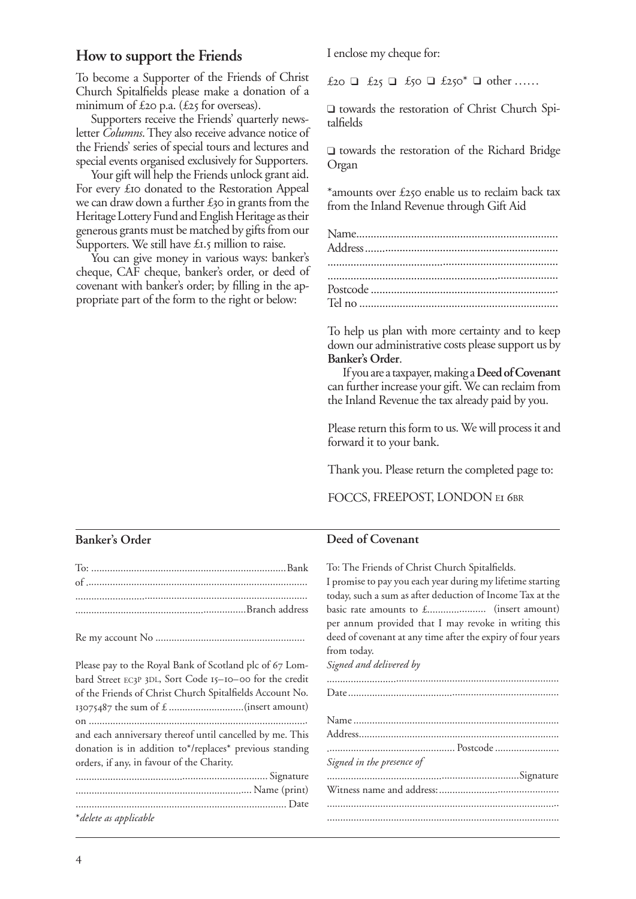## How to support the Friends

To become a Supporter of the Friends of Christ Church Spitalfields please make a donation of a minimum of £20 p.a. (£25 for overseas).

Supporters receive the Friends' quarterly newsletter *Columns*. They also receive advance notice of the Friends' series of special tours and lectures and special events organised exclusively for Supporters.

Your gift will help the Friends unlock grant aid. For every £10 donated to the Restoration Appeal we can draw down a further £30 in grants from the Heritage Lottery Fund and English Heritage as their generous grants must be matched by gifts from our Supporters. We still have £1.5 million to raise.

You can give money in various ways: banker's cheque, CAF cheque, banker's order, or deed of covenant with banker's order; by filling in the appropriate part of the form to the right or below:

I enclose my cheque for:

£20 ❑ £25 ❑ £50 ❑ £250* ❑ other ……

❑ towards the restoration of Christ Church Spitalfields

❑ towards the restoration of the Richard Bridge Organ

*amounts over £250 enable us to reclaim back tax from the Inland Revenue through Gift Aid

Name…………………………………………………………
Address………………………………………………………
……………………………………………………………………
……………………………………………………………………
Postcode……………………………………………………
Tel no…………………………………………………………

To help us plan with more certainty and to keep down our administrative costs please support us by **Banker's Order**.

If you are a taxpayer, making a **Deed of Covenant** can further increase your gift. We can reclaim from the Inland Revenue the tax already paid by you.

Please return this form to us. We will process it and forward it to your bank.

Thank you. Please return the completed page to:

FOCCS, FREEPOST, LONDON E1 6BR

### Banker's Order

To: ……………………………………………………………… Bank
of ………………………………………………………………………
……………………………………………………………………………
…………………………………………………… Branch address

Re my account No ……………………………………………

Please pay to the Royal Bank of Scotland plc of 67 Lombard Street EC3P 3DL, Sort Code 15–10–00 for the credit of the Friends of Christ Church Spitalfields Account No. 13075487 the sum of £ ……………………… (insert amount) on ……………………………………………………………………
and each anniversary thereof until cancelled by me. This donation is in addition to*/replaces* previous standing orders, if any, in favour of the Charity.

…………………………………………………………… Signature
…………………………………………………………… Name (print)
…………………………………………………………………… Date

**delete as applicable*

### Deed of Covenant

To: The Friends of Christ Church Spitalfields.
I promise to pay you each year during my lifetime starting today, such a sum as after deduction of Income Tax at the basic rate amounts to £………………… (insert amount) per annum provided that I may revoke in writing this deed of covenant at any time after the expiry of four years from today.

*Signed and delivered by*

……………………………………………………………………………
Date …………………………………………………………………

Name ………………………………………………………………
Address……………………………………………………………
…………………………………………… Postcode ……………………

*Signed in the presence of*

…………………………………………………………… Signature
Witness name and address: ……………………………………
……………………………………………………………………………
……………………………………………………………………………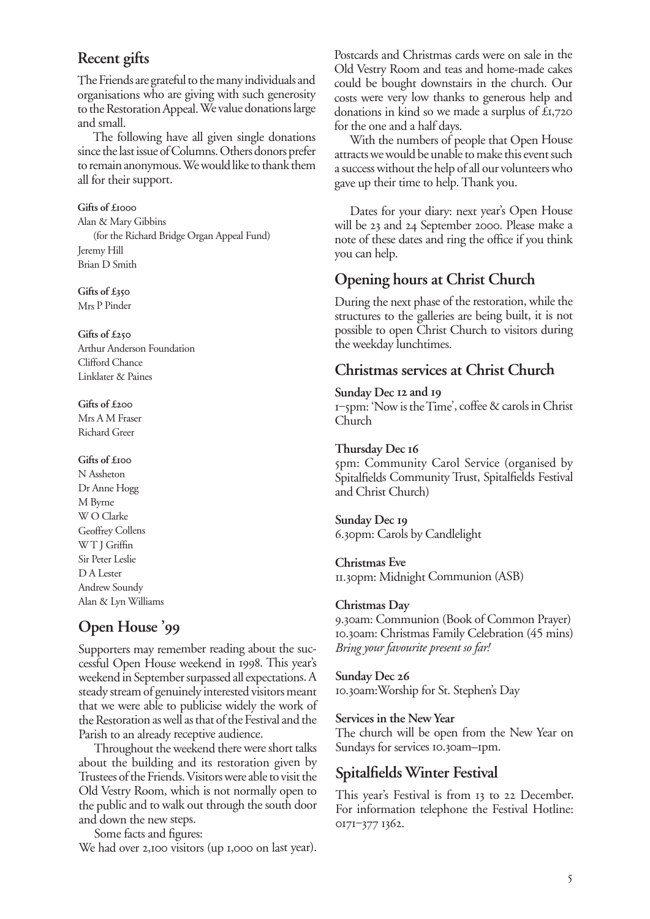## Recent gifts

The Friends are grateful to the many individuals and organisations who are giving with such generosity to the Restoration Appeal. We value donations large and small.

The following have all given single donations since the last issue of Columns. Others donors prefer to remain anonymous. We would like to thank them all for their support.

**Gifts of £1000**

Alan & Mary Gibbins
(for the Richard Bridge Organ Appeal Fund)
Jeremy Hill
Brian D Smith

**Gifts of £350**

Mrs P Pinder

**Gifts of £250**

Arthur Anderson Foundation
Clifford Chance
Linklater & Paines

**Gifts of £200**

Mrs A M Fraser
Richard Greer

**Gifts of £100**

N Assheton
Dr Anne Hogg
M Byrne
W O Clarke
Geoffrey Collens
W T J Griffin
Sir Peter Leslie
D A Lester
Andrew Soundy
Alan & Lyn Williams

## Open House '99

Supporters may remember reading about the successful Open House weekend in 1998. This year's weekend in September surpassed all expectations. A steady stream of genuinely interested visitors meant that we were able to publicise widely the work of the Restoration as well as that of the Festival and the Parish to an already receptive audience.

Throughout the weekend there were short talks about the building and its restoration given by Trustees of the Friends. Visitors were able to visit the Old Vestry Room, which is not normally open to the public and to walk out through the south door and down the new steps.

Some facts and figures:
We had over 2,100 visitors (up 1,000 on last year). Postcards and Christmas cards were on sale in the Old Vestry Room and teas and home-made cakes could be bought downstairs in the church. Our costs were very low thanks to generous help and donations in kind so we made a surplus of £1,720 for the one and a half days.

With the numbers of people that Open House attracts we would be unable to make this event such a success without the help of all our volunteers who gave up their time to help. Thank you.

Dates for your diary: next year's Open House will be 23 and 24 September 2000. Please make a note of these dates and ring the office if you think you can help.

## Opening hours at Christ Church

During the next phase of the restoration, while the structures to the galleries are being built, it is not possible to open Christ Church to visitors during the weekday lunchtimes.

## Christmas services at Christ Church

**Sunday Dec 12 and 19**
1–5pm: 'Now is the Time', coffee & carols in Christ Church

**Thursday Dec 16**
5pm: Community Carol Service (organised by Spitalfields Community Trust, Spitalfields Festival and Christ Church)

**Sunday Dec 19**
6.30pm: Carols by Candlelight

**Christmas Eve**
11.30pm: Midnight Communion (ASB)

**Christmas Day**
9.30am: Communion (Book of Common Prayer)
10.30am: Christmas Family Celebration (45 mins)
*Bring your favourite present so far!*

**Sunday Dec 26**
10.30am: Worship for St. Stephen's Day

**Services in the New Year**
The church will be open from the New Year on Sundays for services 10.30am–1pm.

## Spitalfields Winter Festival

This year's Festival is from 13 to 22 December. For information telephone the Festival Hotline: 0171–377 1362.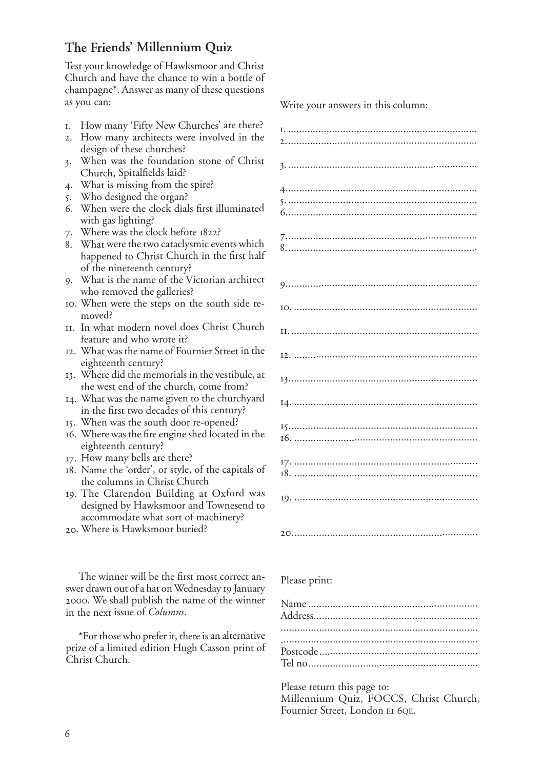## The Friends' Millennium Quiz

Test your knowledge of Hawksmoor and Christ Church and have the chance to win a bottle of champagne*. Answer as many of these questions as you can:

1. How many 'Fifty New Churches' are there?
2. How many architects were involved in the design of these churches?
3. When was the foundation stone of Christ Church, Spitalfields laid?
4. What is missing from the spire?
5. Who designed the organ?
6. When were the clock dials first illuminated with gas lighting?
7. Where was the clock before 1822?
8. What were the two cataclysmic events which happened to Christ Church in the first half of the nineteenth century?
9. What is the name of the Victorian architect who removed the galleries?
10. When were the steps on the south side removed?
11. In what modern novel does Christ Church feature and who wrote it?
12. What was the name of Fournier Street in the eighteenth century?
13. Where did the memorials in the vestibule, at the west end of the church, come from?
14. What was the name given to the churchyard in the first two decades of this century?
15. When was the south door re-opened?
16. Where was the fire engine shed located in the eighteenth century?
17. How many bells are there?
18. Name the 'order', or style, of the capitals of the columns in Christ Church
19. The Clarendon Building at Oxford was designed by Hawksmoor and Townesend to accommodate what sort of machinery?
20. Where is Hawksmoor buried?

Write your answers in this column:

1. ....................................................................
2. ....................................................................
3. ....................................................................
4. ....................................................................
5. ....................................................................
6. ....................................................................
7. ....................................................................
8. ....................................................................
9. ....................................................................
10. ....................................................................
11. ....................................................................
12. ....................................................................
13. ....................................................................
14. ....................................................................
15. ....................................................................
16. ....................................................................
17. ....................................................................
18. ....................................................................
19. ....................................................................
20. ....................................................................

The winner will be the first most correct answer drawn out of a hat on Wednesday 19 January 2000. We shall publish the name of the winner in the next issue of *Columns*.

*For those who prefer it, there is an alternative prize of a limited edition Hugh Casson print of Christ Church.

Please print:

Name ....................................................................
Address....................................................................
....................................................................
....................................................................
Postcode....................................................................
Tel no....................................................................

Please return this page to:
Millennium Quiz, FOCCS, Christ Church, Fournier Street, London E1 6QE.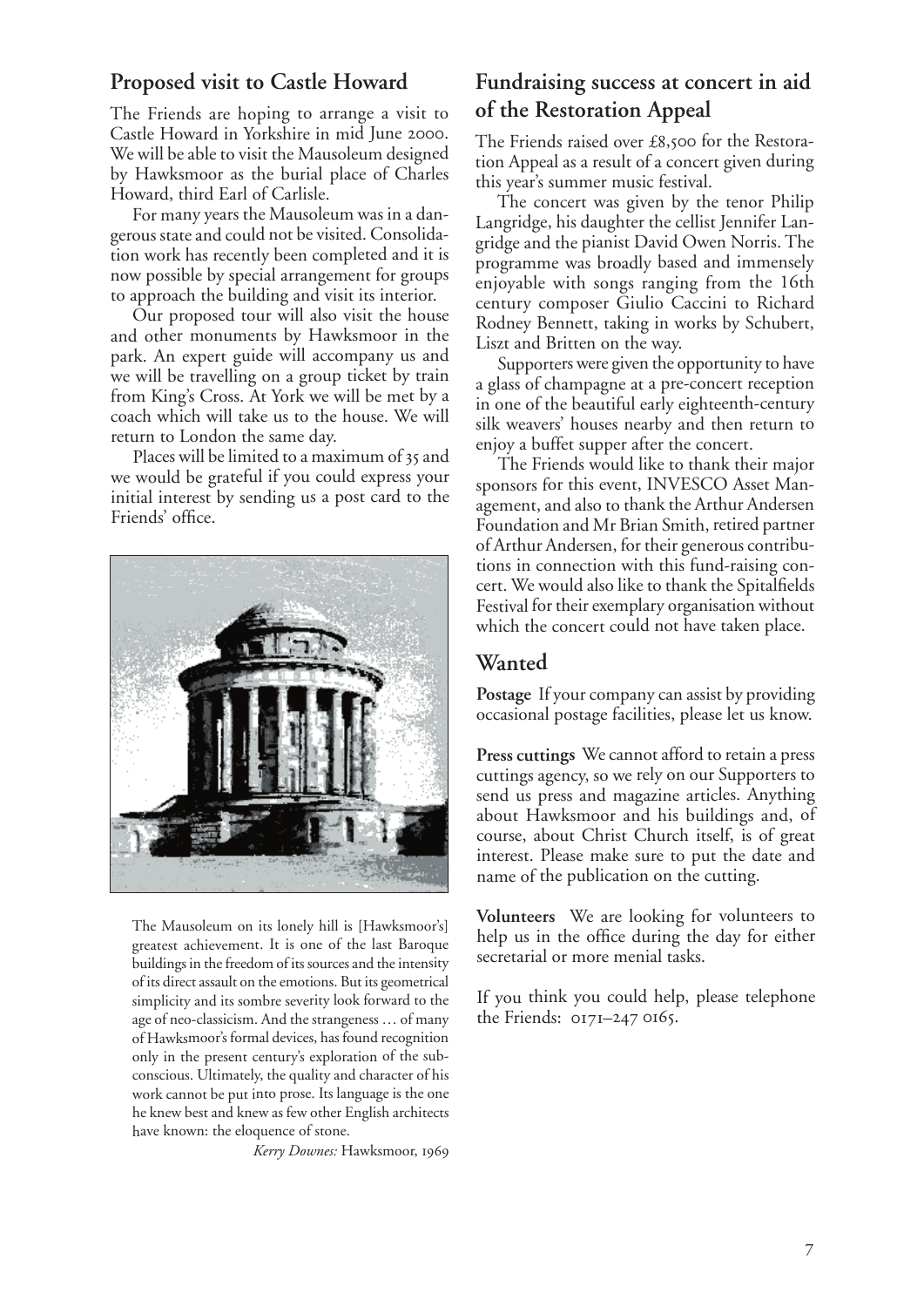## Proposed visit to Castle Howard

The Friends are hoping to arrange a visit to Castle Howard in Yorkshire in mid June 2000. We will be able to visit the Mausoleum designed by Hawksmoor as the burial place of Charles Howard, third Earl of Carlisle.

For many years the Mausoleum was in a dangerous state and could not be visited. Consolidation work has recently been completed and it is now possible by special arrangement for groups to approach the building and visit its interior.

Our proposed tour will also visit the house and other monuments by Hawksmoor in the park. An expert guide will accompany us and we will be travelling on a group ticket by train from King's Cross. At York we will be met by a coach which will take us to the house. We will return to London the same day.

Places will be limited to a maximum of 35 and we would be grateful if you could express your initial interest by sending us a post card to the Friends' office.

The Mausoleum on its lonely hill is [Hawksmoor's] greatest achievement. It is one of the last Baroque buildings in the freedom of its sources and the intensity of its direct assault on the emotions. But its geometrical simplicity and its sombre severity look forward to the age of neo-classicism. And the strangeness … of many of Hawksmoor's formal devices, has found recognition only in the present century's exploration of the subconscious. Ultimately, the quality and character of his work cannot be put into prose. Its language is the one he knew best and knew as few other English architects have known: the eloquence of stone.

*Kerry Downes:* Hawksmoor, 1969

## Fundraising success at concert in aid of the Restoration Appeal

The Friends raised over £8,500 for the Restoration Appeal as a result of a concert given during this year's summer music festival.

The concert was given by the tenor Philip Langridge, his daughter the cellist Jennifer Langridge and the pianist David Owen Norris. The programme was broadly based and immensely enjoyable with songs ranging from the 16th century composer Giulio Caccini to Richard Rodney Bennett, taking in works by Schubert, Liszt and Britten on the way.

Supporters were given the opportunity to have a glass of champagne at a pre-concert reception in one of the beautiful early eighteenth-century silk weavers' houses nearby and then return to enjoy a buffet supper after the concert.

The Friends would like to thank their major sponsors for this event, INVESCO Asset Management, and also to thank the Arthur Andersen Foundation and Mr Brian Smith, retired partner of Arthur Andersen, for their generous contributions in connection with this fund-raising concert. We would also like to thank the Spitalfields Festival for their exemplary organisation without which the concert could not have taken place.

## Wanted

**Postage** If your company can assist by providing occasional postage facilities, please let us know.

**Press cuttings** We cannot afford to retain a press cuttings agency, so we rely on our Supporters to send us press and magazine articles. Anything about Hawksmoor and his buildings and, of course, about Christ Church itself, is of great interest. Please make sure to put the date and name of the publication on the cutting.

**Volunteers** We are looking for volunteers to help us in the office during the day for either secretarial or more menial tasks.

If you think you could help, please telephone the Friends: 0171–247 0165.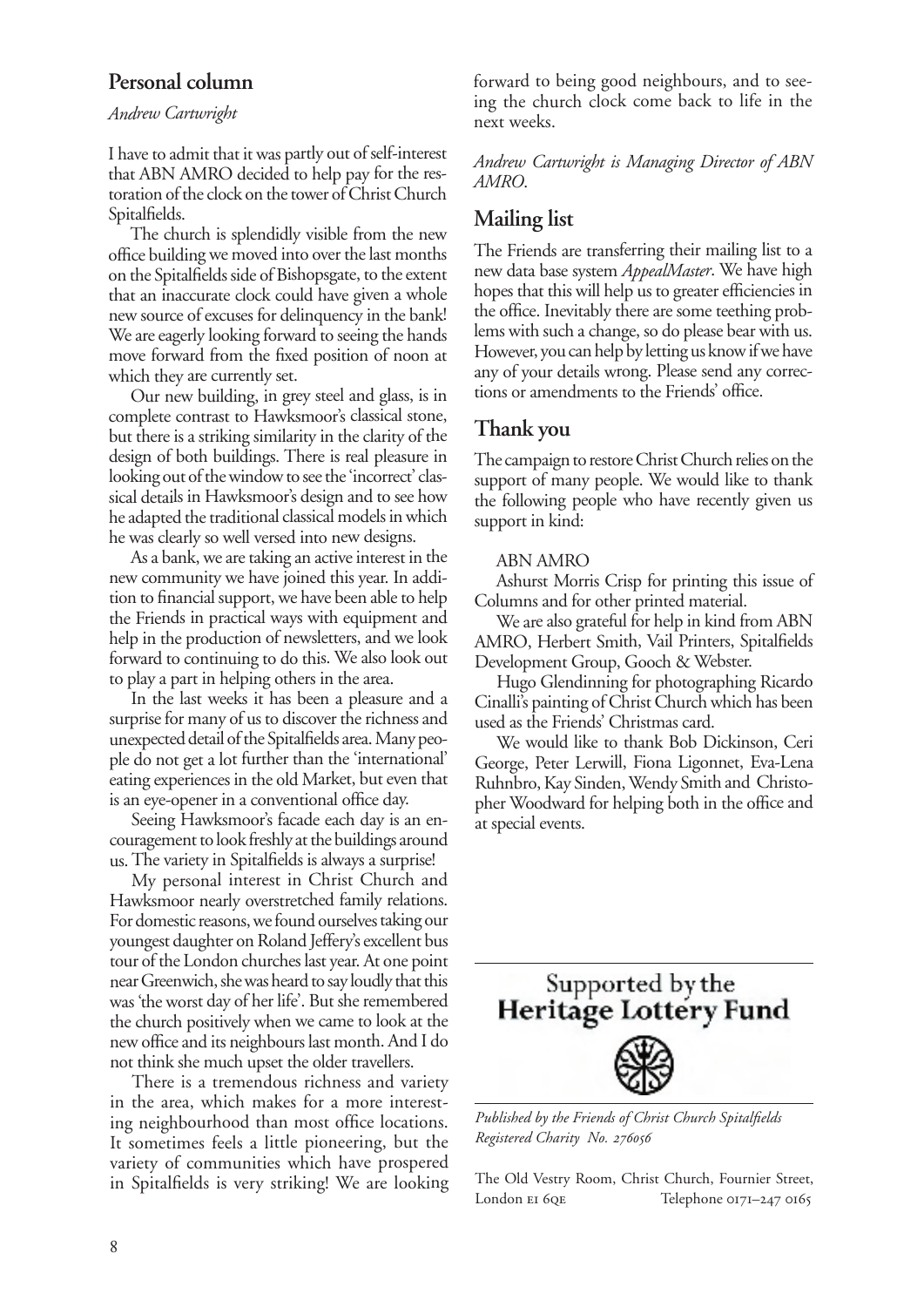## Personal column

*Andrew Cartwright*

I have to admit that it was partly out of self-interest that ABN AMRO decided to help pay for the restoration of the clock on the tower of Christ Church Spitalfields.

The church is splendidly visible from the new office building we moved into over the last months on the Spitalfields side of Bishopsgate, to the extent that an inaccurate clock could have given a whole new source of excuses for delinquency in the bank! We are eagerly looking forward to seeing the hands move forward from the fixed position of noon at which they are currently set.

Our new building, in grey steel and glass, is in complete contrast to Hawksmoor's classical stone, but there is a striking similarity in the clarity of the design of both buildings. There is real pleasure in looking out of the window to see the 'incorrect' classical details in Hawksmoor's design and to see how he adapted the traditional classical models in which he was clearly so well versed into new designs.

As a bank, we are taking an active interest in the new community we have joined this year. In addition to financial support, we have been able to help the Friends in practical ways with equipment and help in the production of newsletters, and we look forward to continuing to do this. We also look out to play a part in helping others in the area.

In the last weeks it has been a pleasure and a surprise for many of us to discover the richness and unexpected detail of the Spitalfields area. Many people do not get a lot further than the 'international' eating experiences in the old Market, but even that is an eye-opener in a conventional office day.

Seeing Hawksmoor's facade each day is an encouragement to look freshly at the buildings around us. The variety in Spitalfields is always a surprise!

My personal interest in Christ Church and Hawksmoor nearly overstretched family relations. For domestic reasons, we found ourselves taking our youngest daughter on Roland Jeffery's excellent bus tour of the London churches last year. At one point near Greenwich, she was heard to say loudly that this was 'the worst day of her life'. But she remembered the church positively when we came to look at the new office and its neighbours last month. And I do not think she much upset the older travellers.

There is a tremendous richness and variety in the area, which makes for a more interesting neighbourhood than most office locations. It sometimes feels a little pioneering, but the variety of communities which have prospered in Spitalfields is very striking! We are looking forward to being good neighbours, and to seeing the church clock come back to life in the next weeks.

*Andrew Cartwright is Managing Director of ABN AMRO.*

## Mailing list

The Friends are transferring their mailing list to a new data base system *AppealMaster*. We have high hopes that this will help us to greater efficiencies in the office. Inevitably there are some teething problems with such a change, so do please bear with us. However, you can help by letting us know if we have any of your details wrong. Please send any corrections or amendments to the Friends' office.

## Thank you

The campaign to restore Christ Church relies on the support of many people. We would like to thank the following people who have recently given us support in kind:

ABN AMRO

Ashurst Morris Crisp for printing this issue of Columns and for other printed material.

We are also grateful for help in kind from ABN AMRO, Herbert Smith, Vail Printers, Spitalfields Development Group, Gooch & Webster.

Hugo Glendinning for photographing Ricardo Cinalli's painting of Christ Church which has been used as the Friends' Christmas card.

We would like to thank Bob Dickinson, Ceri George, Peter Lerwill, Fiona Ligonnet, Eva-Lena Ruhnbro, Kay Sinden, Wendy Smith and Christopher Woodward for helping both in the office and at special events.

Supported by the
**Heritage Lottery Fund**

*Published by the Friends of Christ Church Spitalfields*
*Registered Charity No. 276056*

The Old Vestry Room, Christ Church, Fournier Street, London E1 6QE    Telephone 0171–247 0165